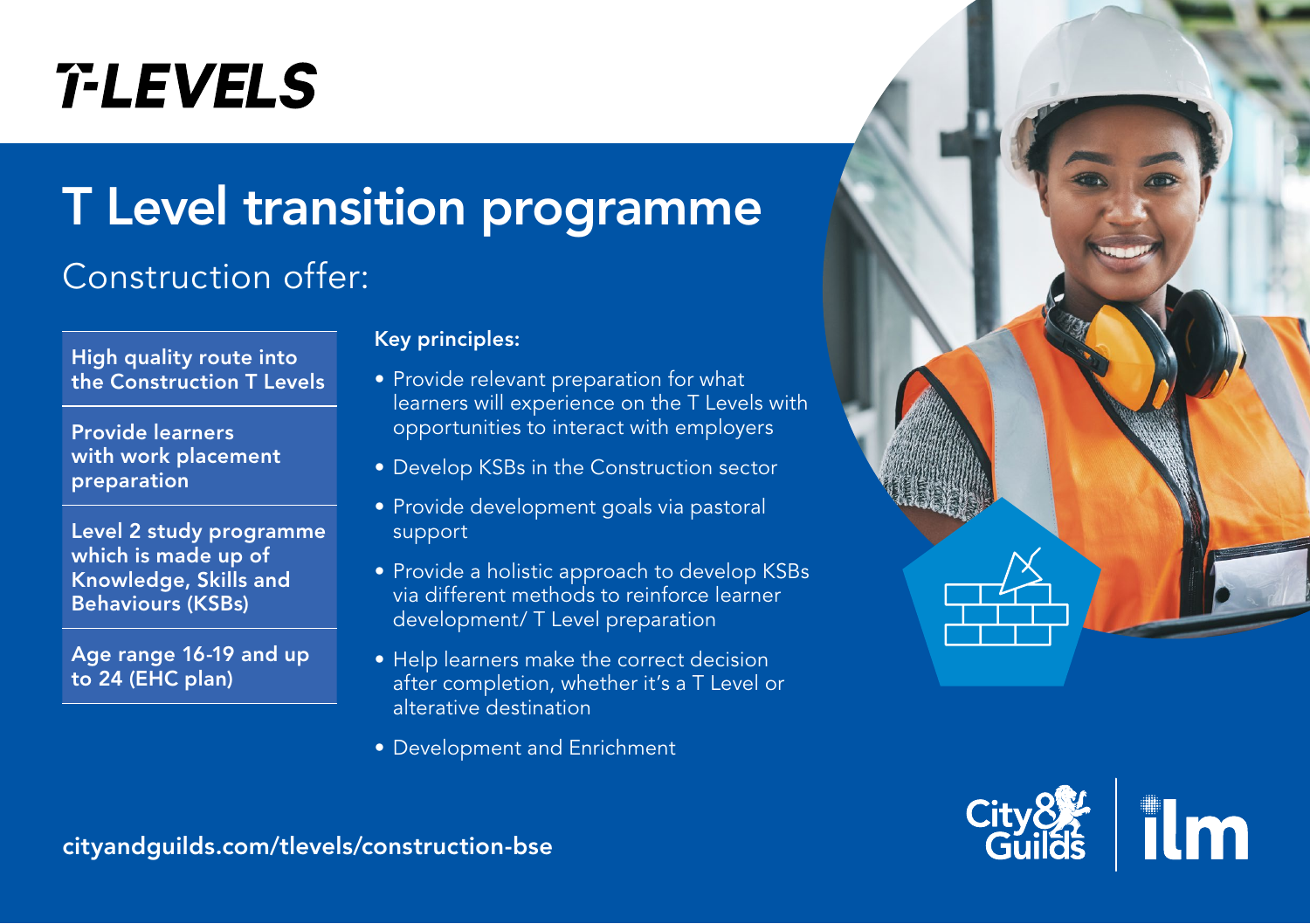# T-LEVELS

## T Level transition programme

### Construction offer:

**High quality route into the Construction T Levels**

**Provide learners with work placement preparation**

**Level 2 study programme which is made up of Knowledge, Skills and Behaviours (KSBs)**

**Age range 16-19 and up to 24 (EHC plan)**

**Key principles:**

- Provide relevant preparation for what learners will experience on the T Levels with opportunities to interact with employers
- Develop KSBs in the Construction sector
- Provide development goals via pastoral support
- Provide a holistic approach to develop KSBs via different methods to reinforce learner development/ T Level preparation
- Help learners make the correct decision after completion, whether it's a T Level or alterative destination
- Development and Enrichment

**cityandguilds.com/tlevels/construction-bse**

City & Guilds | ilm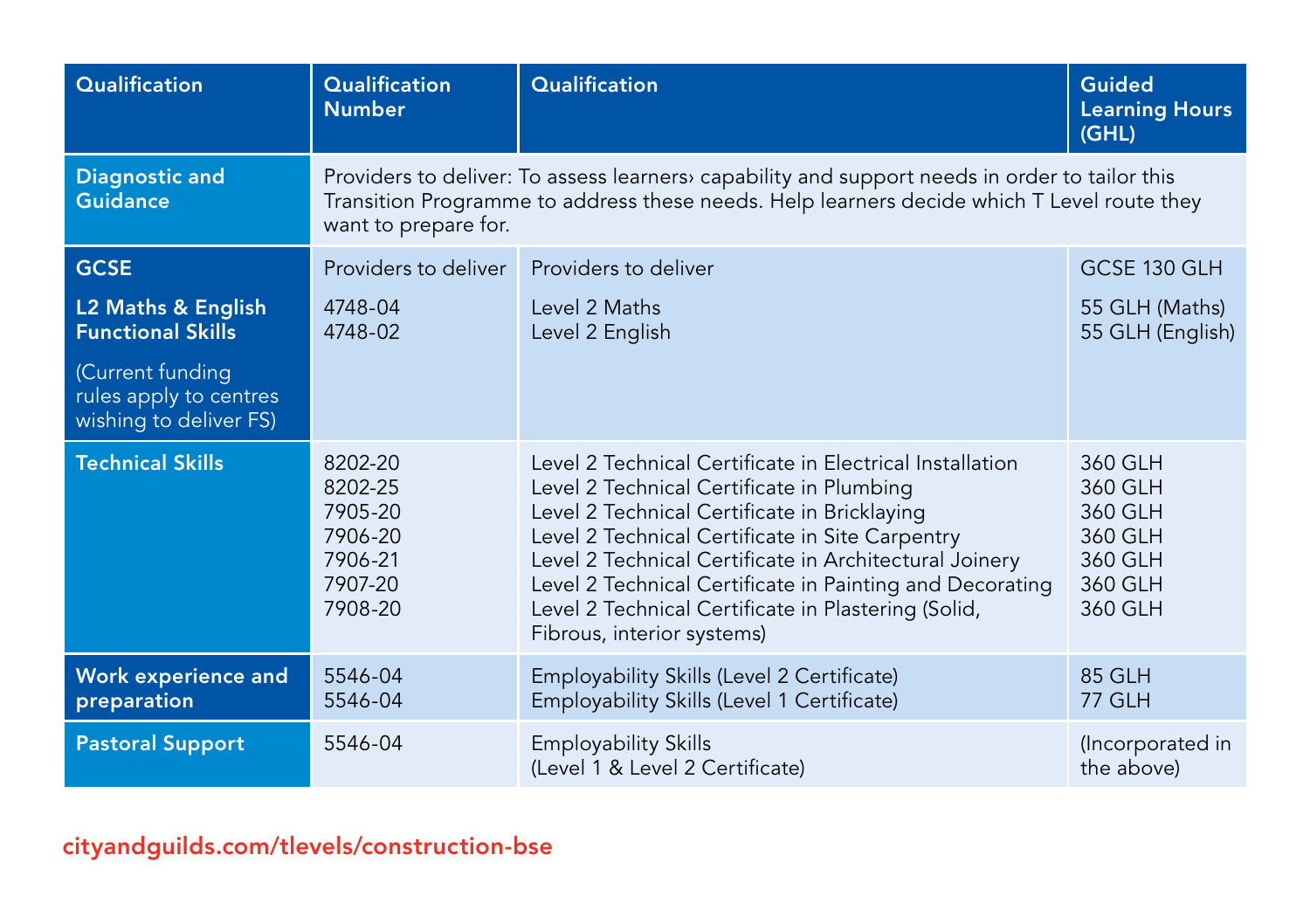| Qualification | Qualification Number | Qualification | Guided Learning Hours (GHL) |
|---|---|---|---|
| **Diagnostic and Guidance** | Providers to deliver: To assess learners› capability and support needs in order to tailor this Transition Programme to address these needs. Help learners decide which T Level route they want to prepare for. | | |
| **GCSE**<br>**L2 Maths & English Functional Skills**<br>(Current funding rules apply to centres wishing to deliver FS) | Providers to deliver<br>4748-04<br>4748-02 | Providers to deliver<br>Level 2 Maths<br>Level 2 English | GCSE 130 GLH<br>55 GLH (Maths)<br>55 GLH (English) |
| **Technical Skills** | 8202-20<br>8202-25<br>7905-20<br>7906-20<br>7906-21<br>7907-20<br>7908-20 | Level 2 Technical Certificate in Electrical Installation<br>Level 2 Technical Certificate in Plumbing<br>Level 2 Technical Certificate in Bricklaying<br>Level 2 Technical Certificate in Site Carpentry<br>Level 2 Technical Certificate in Architectural Joinery<br>Level 2 Technical Certificate in Painting and Decorating<br>Level 2 Technical Certificate in Plastering (Solid, Fibrous, interior systems) | 360 GLH<br>360 GLH<br>360 GLH<br>360 GLH<br>360 GLH<br>360 GLH<br>360 GLH |
| **Work experience and preparation** | 5546-04<br>5546-04 | Employability Skills (Level 2 Certificate)<br>Employability Skills (Level 1 Certificate) | 85 GLH<br>77 GLH |
| **Pastoral Support** | 5546-04 | Employability Skills<br>(Level 1 & Level 2 Certificate) | (Incorporated in the above) |

cityandguilds.com/tlevels/construction-bse